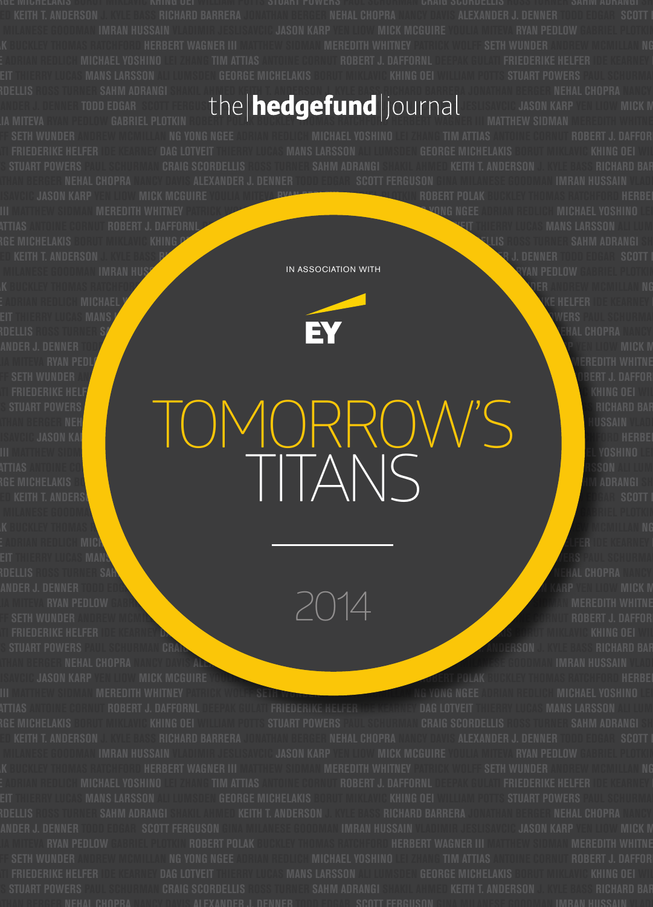the|hedgefund|journal

IN ASSOCIATION WITH

EY

# TOMORROW'S TITANS

2014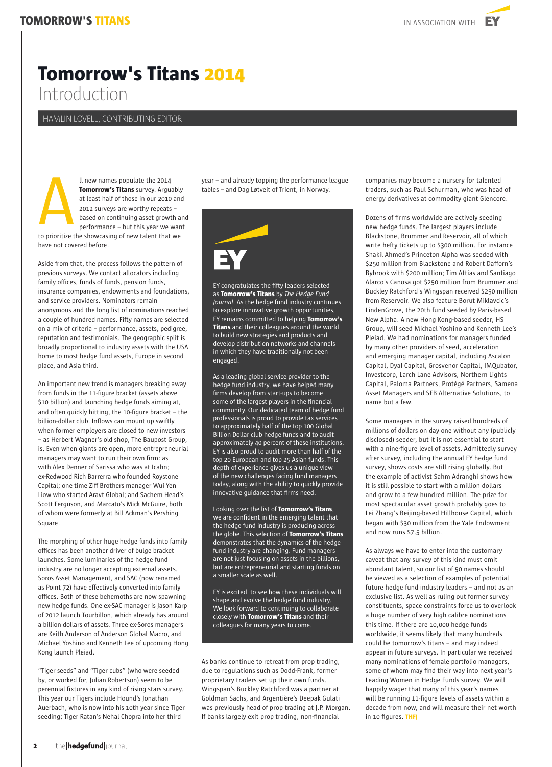# Tomorrow's Titans 2014

## Introduction

HAMLIN LOVELL, CONTRIBUTING EDITOR

All new names populate the 2014 **Tomorrow's Titans** survey. Arguably at least half of those in our 2010 and 2012 surveys are worthy repeats – based on continuing asset growth and performance – but this year we want to prioritize the showcasing of new talent that we have not covered before.

Aside from that, the process follows the pattern of previous surveys. We contact allocators including family offices, funds of funds, pension funds, insurance companies, endowments and foundations, and service providers. Nominators remain anonymous and the long list of nominations reached a couple of hundred names. Fifty names are selected on a mix of criteria – performance, assets, pedigree, reputation and testimonials. The geographic split is broadly proportional to industry assets with the USA home to most hedge fund assets, Europe in second place, and Asia third.

An important new trend is managers breaking away from funds in the 11-figure bracket (assets above $10 billion) and launching hedge funds aiming at, and often quickly hitting, the 10-figure bracket – the billion-dollar club. Inflows can mount up swiftly when former employers are closed to new investors – as Herbert Wagner's old shop, The Baupost Group, is. Even when giants are open, more entrepreneurial managers may want to run their own firm: as with Alex Denner of Sarissa who was at Icahn; ex-Redwood Rich Barrerra who founded Roystone Capital; one time Ziff Brothers manager Wui Yen Liow who started Aravt Global; and Sachem Head's Scott Ferguson, and Marcato's Mick McGuire, both of whom were formerly at Bill Ackman's Pershing Square.

The morphing of other huge hedge funds into family offices has been another driver of bulge bracket launches. Some luminaries of the hedge fund industry are no longer accepting external assets. Soros Asset Management, and SAC (now renamed as Point 72) have effectively converted into family offices. Both of these behemoths are now spawning new hedge funds. One ex-SAC manager is Jason Karp of 2012 launch Tourbillon, which already has around a billion dollars of assets. Three ex-Soros managers are Keith Anderson of Anderson Global Macro, and Michael Yoshino and Kenneth Lee of upcoming Hong Kong launch Pleiad.

"Tiger seeds" and "Tiger cubs" (who were seeded by, or worked for, Julian Robertson) seem to be perennial fixtures in any kind of rising stars survey. This year our Tigers include Hound's Jonathan Auerbach, who is now into his 10th year since Tiger seeding; Tiger Ratan's Nehal Chopra into her third year – and already topping the performance league tables – and Dag Løtveit of Trient, in Norway.

EY congratulates the fifty leaders selected as **Tomorrow's Titans** by *The Hedge Fund Journal*. As the hedge fund industry continues to explore innovative growth opportunities, EY remains committed to helping **Tomorrow's Titans** and their colleagues around the world to build new strategies and products and develop distribution networks and channels in which they have traditionally not been engaged.

As a leading global service provider to the hedge fund industry, we have helped many firms develop from start-ups to become some of the largest players in the financial community. Our dedicated team of hedge fund professionals is proud to provide tax services to approximately half of the top 100 Global Billion Dollar club hedge funds and to audit approximately 40 percent of these institutions. EY is also proud to audit more than half of the top 20 European and top 25 Asian funds. This depth of experience gives us a unique view of the new challenges facing fund managers today, along with the ability to quickly provide innovative guidance that firms need.

Looking over the list of **Tomorrow's Titans**, we are confident in the emerging talent that the hedge fund industry is producing across the globe. This selection of **Tomorrow's Titans** demonstrates that the dynamics of the hedge fund industry are changing. Fund managers are not just focusing on assets in the billions, but are entrepreneurial and starting funds on a smaller scale as well.

EY is excited to see how these individuals will shape and evolve the hedge fund industry. We look forward to continuing to collaborate closely with **Tomorrow's Titans** and their colleagues for many years to come.

As banks continue to retreat from prop trading, due to regulations such as Dodd-Frank, former proprietary traders set up their own funds. Wingspan's Buckley Ratchford was a partner at Goldman Sachs, and Argentière's Deepak Gulati was previously head of prop trading at J.P. Morgan. If banks largely exit prop trading, non-financial companies may become a nursery for talented traders, such as Paul Schurman, who was head of energy derivatives at commodity giant Glencore.

Dozens of firms worldwide are actively seeding new hedge funds. The largest players include Blackstone, Brummer and Reservoir, all of which write hefty tickets up to $300 million. For instance Shakil Ahmed's Princeton Alpha was seeded with $250 million from Blackstone and Robert Dafforn's Bybrook with $200 million; Tim Attias and Santiago Alarco's Canosa got $250 million from Brummer and Buckley Ratchford's Wingspan received $250 million from Reservoir. We also feature Borut Miklavcic's LindenGrove, the 20th fund seeded by Paris-based New Alpha. A new Hong Kong-based seeder, HS Group, will seed Michael Yoshino and Kenneth Lee's Pleiad. We had nominations for managers funded by many other providers of seed, acceleration and emerging manager capital, including Ascalon Capital, Dyal Capital, Grosvenor Capital, IMQubator, Investcorp, Larch Lane Advisors, Northern Lights Capital, Paloma Partners, Protégé Partners, Samena Asset Managers and SEB Alternative Solutions, to name but a few.

Some managers in the survey raised hundreds of millions of dollars on day one without any (publicly disclosed) seeder, but it is not essential to start with a nine-figure level of assets. Admittedly survey after survey, including the annual EY hedge fund survey, shows costs are still rising globally. But the example of activist Sahm Adranghi shows how it is still possible to start with a million dollars and grow to a few hundred million. The prize for most spectacular asset growth probably goes to Lei Zhang's Beijing-based Hillhouse Capital, which began with $30 million from the Yale Endowment and now runs $7.5 billion.

As always we have to enter into the customary caveat that any survey of this kind must omit abundant talent, so our list of 50 names should be viewed as a selection of examples of potential future hedge fund industry leaders – and not as an exclusive list. As well as ruling out former survey constituents, space constraints force us to overlook a huge number of very high calibre nominations this time. If there are 10,000 hedge funds worldwide, it seems likely that many hundreds could be tomorrow's titans – and may indeed appear in future surveys. In particular we received many nominations of female portfolio managers, some of whom may find their way into next year's Leading Women in Hedge Funds survey. We will happily wager that many of this year's names will be running 11-figure levels of assets within a decade from now, and will measure their net worth in 10 figures. **THFJ**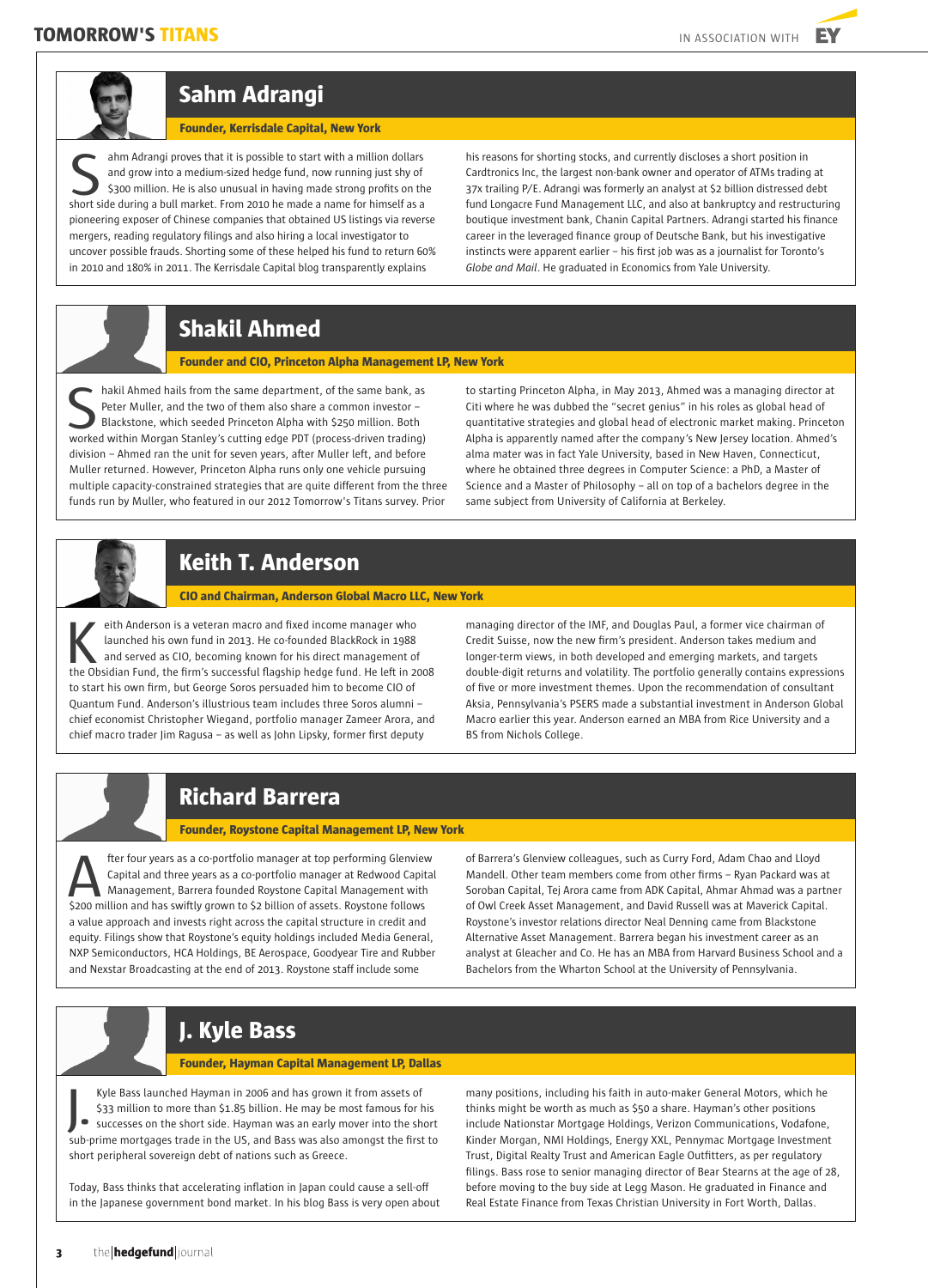## Sahm Adrangi

**Founder, Kerrisdale Capital, New York**

Sahm Adrangi proves that it is possible to start with a million dollars and grow into a medium-sized hedge fund, now running just shy of $300 million. He is also unusual in having made strong profits on the short side during a bull market. From 2010 he made a name for himself as a pioneering exposer of Chinese companies that obtained US listings via reverse mergers, reading regulatory filings and also hiring a local investigator to uncover possible frauds. Shorting some of these helped his fund to return 60% in 2010 and 180% in 2011. The Kerrisdale Capital blog transparently explains his reasons for shorting stocks, and currently discloses a short position in Cardtronics Inc, the largest non-bank owner and operator of ATMs trading at 37x trailing P/E. Adrangi was formerly an analyst at $2 billion distressed debt fund Longacre Fund Management LLC, and also at bankruptcy and restructuring boutique investment bank, Chanin Capital Partners. Adrangi started his finance career in the leveraged finance group of Deutsche Bank, but his investigative instincts were apparent earlier – his first job was as a journalist for Toronto's *Globe and Mail*. He graduated in Economics from Yale University.

## Shakil Ahmed

**Founder and CIO, Princeton Alpha Management LP, New York**

Shakil Ahmed hails from the same department, of the same bank, as Peter Muller, and the two of them also share a common investor – Blackstone, which seeded Princeton Alpha with $250 million. Both worked within Morgan Stanley's cutting edge PDT (process-driven trading) division – Ahmed ran the unit for seven years, after Muller left, and before Muller returned. However, Princeton Alpha runs only one vehicle pursuing multiple capacity-constrained strategies that are quite different from the three funds run by Muller, who featured in our 2012 Tomorrow's Titans survey. Prior to starting Princeton Alpha, in May 2013, Ahmed was a managing director at Citi where he was dubbed the "secret genius" in his roles as global head of quantitative strategies and global head of electronic market making. Princeton Alpha is apparently named after the company's New Jersey location. Ahmed's alma mater was in fact Yale University, based in New Haven, Connecticut, where he obtained three degrees in Computer Science: a PhD, a Master of Science and a Master of Philosophy – all on top of a bachelors degree in the same subject from University of California at Berkeley.

## Keith T. Anderson

**CIO and Chairman, Anderson Global Macro LLC, New York**

Keith Anderson is a veteran macro and fixed income manager who launched his own fund in 2013. He co-founded BlackRock in 1988 and served as CIO, becoming known for his direct management of the Obsidian Fund, the firm's successful flagship hedge fund. He left in 2008 to start his own firm, but George Soros persuaded him to become CIO of Quantum Fund. Anderson's illustrious team includes three Soros alumni – chief economist Christopher Wiegand, portfolio manager Zameer Arora, and chief macro trader Jim Ragusa – as well as John Lipsky, former first deputy managing director of the IMF, and Douglas Paul, a former vice chairman of Credit Suisse, now the new firm's president. Anderson takes medium and longer-term views, in both developed and emerging markets, and targets double-digit returns and volatility. The portfolio generally contains expressions of five or more investment themes. Upon the recommendation of consultant Aksia, Pennsylvania's PSERS made a substantial investment in Anderson Global Macro earlier this year. Anderson earned an MBA from Rice University and a BS from Nichols College.

## Richard Barrera

**Founder, Roystone Capital Management LP, New York**

After four years as a co-portfolio manager at top performing Glenview Capital and three years as a co-portfolio manager at Redwood Capital Management, Barrera founded Roystone Capital Management with $200 million and has swiftly grown to $2 billion of assets. Roystone follows a value approach and invests right across the capital structure in credit and equity. Filings show that Roystone's equity holdings included Media General, NXP Semiconductors, HCA Holdings, BE Aerospace, Goodyear Tire and Rubber and Nexstar Broadcasting at the end of 2013. Roystone staff include some of Barrera's Glenview colleagues, such as Curry Ford, Adam Chao and Lloyd Mandell. Other team members come from other firms – Ryan Packard was at Soroban Capital, Tej Arora came from ADK Capital, Ahmar Ahmad was a partner of Owl Creek Asset Management, and David Russell was at Maverick Capital. Roystone's investor relations director Neal Denning came from Blackstone Alternative Asset Management. Barrera began his investment career as an analyst at Gleacher and Co. He has an MBA from Harvard Business School and a Bachelors from the Wharton School at the University of Pennsylvania.

## J. Kyle Bass

**Founder, Hayman Capital Management LP, Dallas**

J. Kyle Bass launched Hayman in 2006 and has grown it from assets of $33 million to more than $1.85 billion. He may be most famous for his successes on the short side. Hayman was an early mover into the short sub-prime mortgages trade in the US, and Bass was also amongst the first to short peripheral sovereign debt of nations such as Greece.

Today, Bass thinks that accelerating inflation in Japan could cause a sell-off in the Japanese government bond market. In his blog Bass is very open about many positions, including his faith in auto-maker General Motors, which he thinks might be worth as much as $50 a share. Hayman's other positions include Nationstar Mortgage Holdings, Verizon Communications, Vodafone, Kinder Morgan, NMI Holdings, Energy XXL, Pennymac Mortgage Investment Trust, Digital Realty Trust and American Eagle Outfitters, as per regulatory filings. Bass rose to senior managing director of Bear Stearns at the age of 28, before moving to the buy side at Legg Mason. He graduated in Finance and Real Estate Finance from Texas Christian University in Fort Worth, Dallas.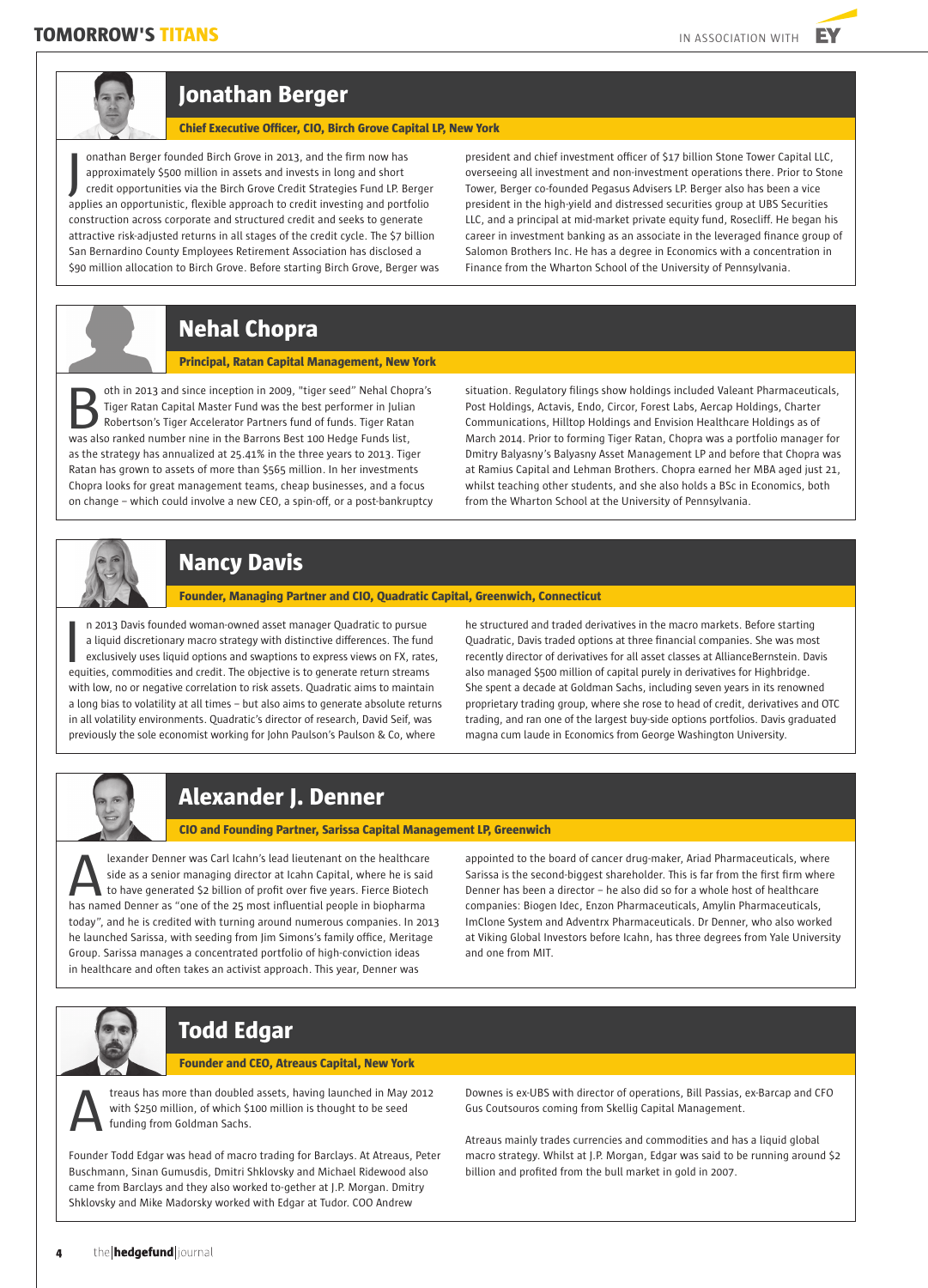## Jonathan Berger

**Chief Executive Officer, CIO, Birch Grove Capital LP, New York**

Jonathan Berger founded Birch Grove in 2013, and the firm now has approximately $500 million in assets and invests in long and short credit opportunities via the Birch Grove Credit Strategies Fund LP. Berger applies an opportunistic, flexible approach to credit investing and portfolio construction across corporate and structured credit and seeks to generate attractive risk-adjusted returns in all stages of the credit cycle. The $7 billion San Bernardino County Employees Retirement Association has disclosed a $90 million allocation to Birch Grove. Before starting Birch Grove, Berger was president and chief investment officer of $17 billion Stone Tower Capital LLC, overseeing all investment and non-investment operations there. Prior to Stone Tower, Berger co-founded Pegasus Advisers LP. Berger also has been a vice president in the high-yield and distressed securities group at UBS Securities LLC, and a principal at mid-market private equity fund, Rosecliff. He began his career in investment banking as an associate in the leveraged finance group of Salomon Brothers Inc. He has a degree in Economics with a concentration in Finance from the Wharton School of the University of Pennsylvania.

## Nehal Chopra

**Principal, Ratan Capital Management, New York**

Both in 2013 and since inception in 2009, "tiger seed" Nehal Chopra's Tiger Ratan Capital Master Fund was the best performer in Julian Robertson's Tiger Accelerator Partners fund of funds. Tiger Ratan was also ranked number nine in the Barrons Best 100 Hedge Funds list, as the strategy has annualized at 25.41% in the three years to 2013. Tiger Ratan has grown to assets of more than $565 million. In her investments Chopra looks for great management teams, cheap businesses, and a focus on change – which could involve a new CEO, a spin-off, or a post-bankruptcy situation. Regulatory filings show holdings included Valeant Pharmaceuticals, Post Holdings, Actavis, Endo, Circor, Forest Labs, Aercap Holdings, Charter Communications, Hilltop Holdings and Envision Healthcare Holdings as of March 2014. Prior to forming Tiger Ratan, Chopra was a portfolio manager for Dmitry Balyasny's Balyasny Asset Management LP and before that Chopra was at Ramius Capital and Lehman Brothers. Chopra earned her MBA aged just 21, whilst teaching other students, and she also holds a BSc in Economics, both from the Wharton School at the University of Pennsylvania.

## Nancy Davis

**Founder, Managing Partner and CIO, Quadratic Capital, Greenwich, Connecticut**

In 2013 Davis founded woman-owned asset manager Quadratic to pursue a liquid discretionary macro strategy with distinctive differences. The fund exclusively uses liquid options and swaptions to express views on FX, rates, equities, commodities and credit. The objective is to generate return streams with low, no or negative correlation to risk assets. Quadratic aims to maintain a long bias to volatility at all times – but also aims to generate absolute returns in all volatility environments. Quadratic's director of research, David Seif, was previously the sole economist working for John Paulson's Paulson & Co, where he structured and traded derivatives in the macro markets. Before starting Quadratic, Davis traded options at three financial companies. She was most recently director of derivatives for all asset classes at AllianceBernstein. Davis also managed $500 million of capital purely in derivatives for Highbridge. She spent a decade at Goldman Sachs, including seven years in its renowned proprietary trading group, where she rose to head of credit, derivatives and OTC trading, and ran one of the largest buy-side options portfolios. Davis graduated magna cum laude in Economics from George Washington University.

## Alexander J. Denner

**CIO and Founding Partner, Sarissa Capital Management LP, Greenwich**

Alexander Denner was Carl Icahn's lead lieutenant on the healthcare side as a senior managing director at Icahn Capital, where he is said to have generated $2 billion of profit over five years. Fierce Biotech has named Denner as "one of the 25 most influential people in biopharma today", and he is credited with turning around numerous companies. In 2013 he launched Sarissa, with seeding from Jim Simons's family office, Meritage Group. Sarissa manages a concentrated portfolio of high-conviction ideas in healthcare and often takes an activist approach. This year, Denner was appointed to the board of cancer drug-maker, Ariad Pharmaceuticals, where Sarissa is the second-biggest shareholder. This is far from the first firm where Denner has been a director – he also did so for a whole host of healthcare companies: Biogen Idec, Enzon Pharmaceuticals, Amylin Pharmaceuticals, ImClone System and Adventrx Pharmaceuticals. Dr Denner, who also worked at Viking Global Investors before Icahn, has three degrees from Yale University and one from MIT.

## Todd Edgar

**Founder and CEO, Atreaus Capital, New York**

Atreaus has more than doubled assets, having launched in May 2012 with $250 million, of which $100 million is thought to be seed funding from Goldman Sachs.

Founder Todd Edgar was head of macro trading for Barclays. At Atreaus, Peter Buschmann, Sinan Gumusdis, Dmitri Shklovsky and Michael Ridewood also came from Barclays and they also worked to-gether at J.P. Morgan. Dmitry Shklovsky and Mike Madorsky worked with Edgar at Tudor. COO Andrew Downes is ex-UBS with director of operations, Bill Passias, ex-Barcap and CFO Gus Coutsouros coming from Skellig Capital Management.

Atreaus mainly trades currencies and commodities and has a liquid global macro strategy. Whilst at J.P. Morgan, Edgar was said to be running around $2 billion and profited from the bull market in gold in 2007.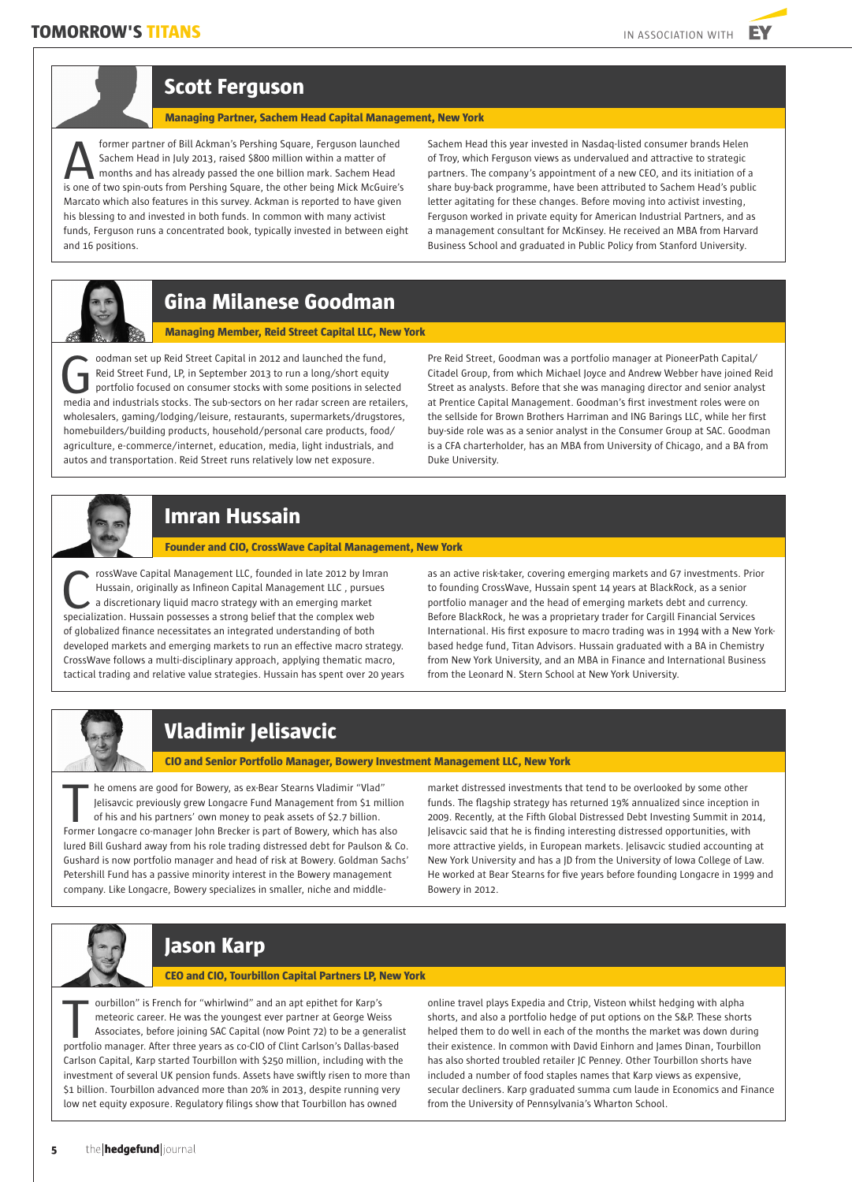## Scott Ferguson

**Managing Partner, Sachem Head Capital Management, New York**

A former partner of Bill Ackman's Pershing Square, Ferguson launched Sachem Head in July 2013, raised $800 million within a matter of months and has already passed the one billion mark. Sachem Head is one of two spin-outs from Pershing Square, the other being Mick McGuire's Marcato which also features in this survey. Ackman is reported to have given his blessing to and invested in both funds. In common with many activist funds, Ferguson runs a concentrated book, typically invested in between eight and 16 positions.

Sachem Head this year invested in Nasdaq-listed consumer brands Helen of Troy, which Ferguson views as undervalued and attractive to strategic partners. The company's appointment of a new CEO, and its initiation of a share buy-back programme, have been attributed to Sachem Head's public letter agitating for these changes. Before moving into activist investing, Ferguson worked in private equity for American Industrial Partners, and as a management consultant for McKinsey. He received an MBA from Harvard Business School and graduated in Public Policy from Stanford University.

## Gina Milanese Goodman

**Managing Member, Reid Street Capital LLC, New York**

Goodman set up Reid Street Capital in 2012 and launched the fund, Reid Street Fund, LP, in September 2013 to run a long/short equity portfolio focused on consumer stocks with some positions in selected media and industrials stocks. The sub-sectors on her radar screen are retailers, wholesalers, gaming/lodging/leisure, restaurants, supermarkets/drugstores, homebuilders/building products, household/personal care products, food/agriculture, e-commerce/internet, education, media, light industrials, and autos and transportation. Reid Street runs relatively low net exposure.

Pre Reid Street, Goodman was a portfolio manager at PioneerPath Capital/Citadel Group, from which Michael Joyce and Andrew Webber have joined Reid Street as analysts. Before that she was managing director and senior analyst at Prentice Capital Management. Goodman's first investment roles were on the sellside for Brown Brothers Harriman and ING Barings LLC, while her first buy-side role was as a senior analyst in the Consumer Group at SAC. Goodman is a CFA charterholder, has an MBA from University of Chicago, and a BA from Duke University.

## Imran Hussain

**Founder and CIO, CrossWave Capital Management, New York**

CrossWave Capital Management LLC, founded in late 2012 by Imran Hussain, originally as Infineon Capital Management LLC , pursues a discretionary liquid macro strategy with an emerging market specialization. Hussain possesses a strong belief that the complex web of globalized finance necessitates an integrated understanding of both developed markets and emerging markets to run an effective macro strategy. CrossWave follows a multi-disciplinary approach, applying thematic macro, tactical trading and relative value strategies. Hussain has spent over 20 years as an active risk-taker, covering emerging markets and G7 investments. Prior to founding CrossWave, Hussain spent 14 years at BlackRock, as a senior portfolio manager and the head of emerging markets debt and currency. Before BlackRock, he was a proprietary trader for Cargill Financial Services International. His first exposure to macro trading was in 1994 with a New York-based hedge fund, Titan Advisors. Hussain graduated with a BA in Chemistry from New York University, and an MBA in Finance and International Business from the Leonard N. Stern School at New York University.

## Vladimir Jelisavcic

**CIO and Senior Portfolio Manager, Bowery Investment Management LLC, New York**

The omens are good for Bowery, as ex-Bear Stearns Vladimir "Vlad" Jelisavcic previously grew Longacre Fund Management from $1 million of his and his partners' own money to peak assets of $2.7 billion. Former Longacre co-manager John Brecker is part of Bowery, which has also lured Bill Gushard away from his role trading distressed debt for Paulson & Co. Gushard is now portfolio manager and head of risk at Bowery. Goldman Sachs' Petershill Fund has a passive minority interest in the Bowery management company. Like Longacre, Bowery specializes in smaller, niche and middle-market distressed investments that tend to be overlooked by some other funds. The flagship strategy has returned 19% annualized since inception in 2009. Recently, at the Fifth Global Distressed Debt Investing Summit in 2014, Jelisavcic said that he is finding interesting distressed opportunities, with more attractive yields, in European markets. Jelisavcic studied accounting at New York University and has a JD from the University of Iowa College of Law. He worked at Bear Stearns for five years before founding Longacre in 1999 and Bowery in 2012.

## Jason Karp

**CEO and CIO, Tourbillon Capital Partners LP, New York**

Tourbillon" is French for "whirlwind" and an apt epithet for Karp's meteoric career. He was the youngest ever partner at George Weiss Associates, before joining SAC Capital (now Point 72) to be a generalist portfolio manager. After three years as co-CIO of Clint Carlson's Dallas-based Carlson Capital, Karp started Tourbillon with $250 million, including with the investment of several UK pension funds. Assets have swiftly risen to more than $1 billion. Tourbillon advanced more than 20% in 2013, despite running very low net equity exposure. Regulatory filings show that Tourbillon has owned online travel plays Expedia and Ctrip, Visteon whilst hedging with alpha shorts, and also a portfolio hedge of put options on the S&P. These shorts helped them to do well in each of the months the market was down during their existence. In common with David Einhorn and James Dinan, Tourbillon has also shorted troubled retailer JC Penney. Other Tourbillon shorts have included a number of food staples names that Karp views as expensive, secular decliners. Karp graduated summa cum laude in Economics and Finance from the University of Pennsylvania's Wharton School.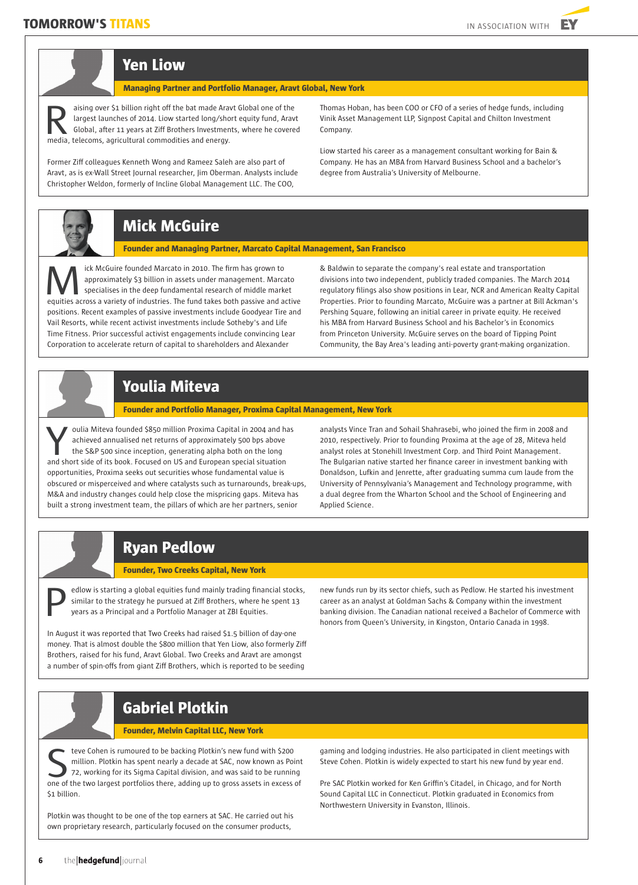## Yen Liow

**Managing Partner and Portfolio Manager, Aravt Global, New York**

Raising over $1 billion right off the bat made Aravt Global one of the largest launches of 2014. Liow started long/short equity fund, Aravt Global, after 11 years at Ziff Brothers Investments, where he covered media, telecoms, agricultural commodities and energy.

Former Ziff colleagues Kenneth Wong and Rameez Saleh are also part of Aravt, as is ex-Wall Street Journal researcher, Jim Oberman. Analysts include Christopher Weldon, formerly of Incline Global Management LLC. The COO, Thomas Hoban, has been COO or CFO of a series of hedge funds, including Vinik Asset Management LLP, Signpost Capital and Chilton Investment Company.

Liow started his career as a management consultant working for Bain & Company. He has an MBA from Harvard Business School and a bachelor's degree from Australia's University of Melbourne.

## Mick McGuire

**Founder and Managing Partner, Marcato Capital Management, San Francisco**

Mick McGuire founded Marcato in 2010. The firm has grown to approximately $3 billion in assets under management. Marcato specialises in the deep fundamental research of middle market equities across a variety of industries. The fund takes both passive and active positions. Recent examples of passive investments include Goodyear Tire and Vail Resorts, while recent activist investments include Sotheby's and Life Time Fitness. Prior successful activist engagements include convincing Lear Corporation to accelerate return of capital to shareholders and Alexander & Baldwin to separate the company's real estate and transportation divisions into two independent, publicly traded companies. The March 2014 regulatory filings also show positions in Lear, NCR and American Realty Capital Properties. Prior to founding Marcato, McGuire was a partner at Bill Ackman's Pershing Square, following an initial career in private equity. He received his MBA from Harvard Business School and his Bachelor's in Economics from Princeton University. McGuire serves on the board of Tipping Point Community, the Bay Area's leading anti-poverty grant-making organization.

## Youlia Miteva

**Founder and Portfolio Manager, Proxima Capital Management, New York**

Youlia Miteva founded $850 million Proxima Capital in 2004 and has achieved annualised net returns of approximately 500 bps above the S&P 500 since inception, generating alpha both on the long and short side of its book. Focused on US and European special situation opportunities, Proxima seeks out securities whose fundamental value is obscured or misperceived and where catalysts such as turnarounds, break-ups, M&A and industry changes could help close the mispricing gaps. Miteva has built a strong investment team, the pillars of which are her partners, senior analysts Vince Tran and Sohail Shahrasebi, who joined the firm in 2008 and 2010, respectively. Prior to founding Proxima at the age of 28, Miteva held analyst roles at Stonehill Investment Corp. and Third Point Management. The Bulgarian native started her finance career in investment banking with Donaldson, Lufkin and Jenrette, after graduating summa cum laude from the University of Pennsylvania's Management and Technology programme, with a dual degree from the Wharton School and the School of Engineering and Applied Science.

## Ryan Pedlow

**Founder, Two Creeks Capital, New York**

Pedlow is starting a global equities fund mainly trading financial stocks, similar to the strategy he pursued at Ziff Brothers, where he spent 13 years as a Principal and a Portfolio Manager at ZBI Equities.

In August it was reported that Two Creeks had raised $1.5 billion of day-one money. That is almost double the $800 million that Yen Liow, also formerly Ziff Brothers, raised for his fund, Aravt Global. Two Creeks and Aravt are amongst a number of spin-offs from giant Ziff Brothers, which is reported to be seeding new funds run by its sector chiefs, such as Pedlow. He started his investment career as an analyst at Goldman Sachs & Company within the investment banking division. The Canadian national received a Bachelor of Commerce with honors from Queen's University, in Kingston, Ontario Canada in 1998.

## Gabriel Plotkin

**Founder, Melvin Capital LLC, New York**

Steve Cohen is rumoured to be backing Plotkin's new fund with $200 million. Plotkin has spent nearly a decade at SAC, now known as Point 72, working for its Sigma Capital division, and was said to be running one of the two largest portfolios there, adding up to gross assets in excess of $1 billion.

Plotkin was thought to be one of the top earners at SAC. He carried out his own proprietary research, particularly focused on the consumer products, gaming and lodging industries. He also participated in client meetings with Steve Cohen. Plotkin is widely expected to start his new fund by year end.

Pre SAC Plotkin worked for Ken Griffin's Citadel, in Chicago, and for North Sound Capital LLC in Connecticut. Plotkin graduated in Economics from Northwestern University in Evanston, Illinois.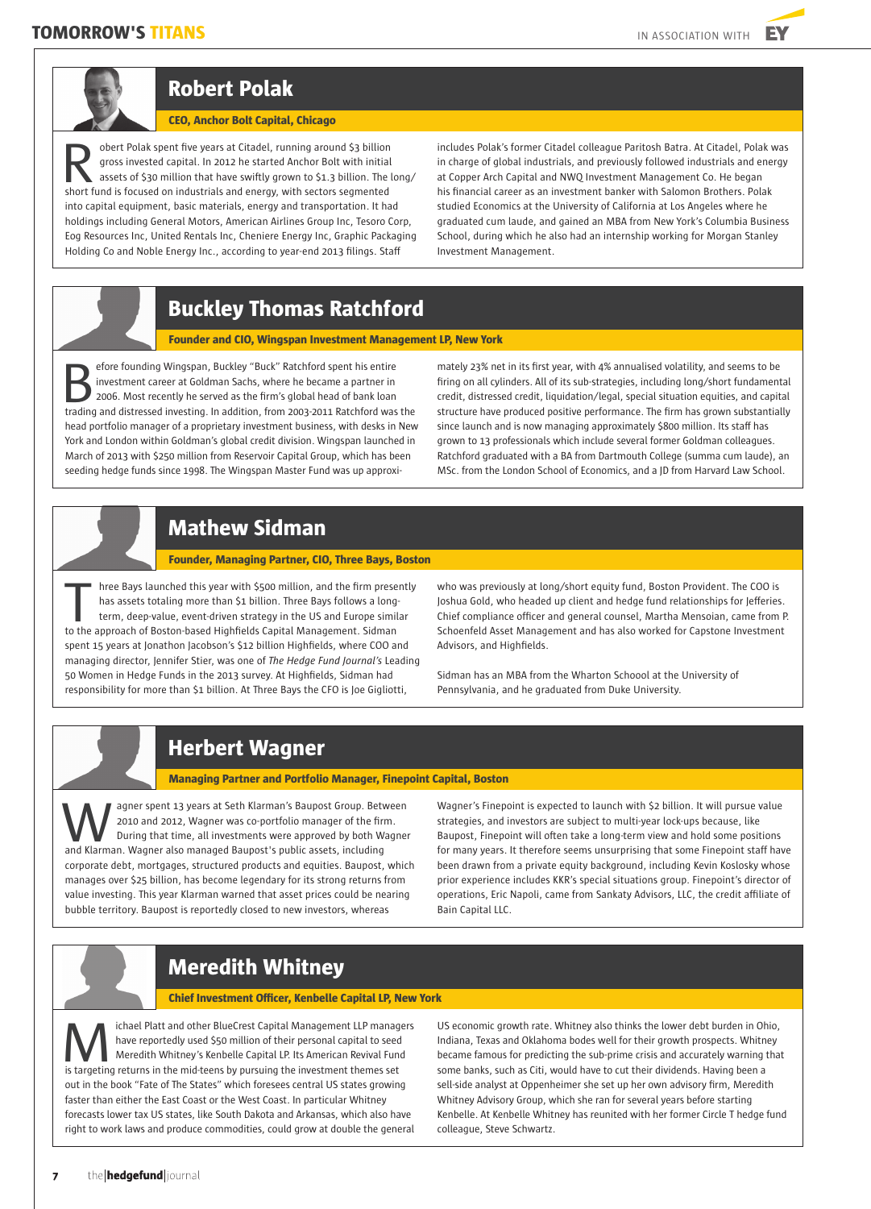## Robert Polak

**CEO, Anchor Bolt Capital, Chicago**

Robert Polak spent five years at Citadel, running around $3 billion gross invested capital. In 2012 he started Anchor Bolt with initial assets of $30 million that have swiftly grown to $1.3 billion. The long/short fund is focused on industrials and energy, with sectors segmented into capital equipment, basic materials, energy and transportation. It had holdings including General Motors, American Airlines Group Inc, Tesoro Corp, Eog Resources Inc, United Rentals Inc, Cheniere Energy Inc, Graphic Packaging Holding Co and Noble Energy Inc., according to year-end 2013 filings. Staff includes Polak's former Citadel colleague Paritosh Batra. At Citadel, Polak was in charge of global industrials, and previously followed industrials and energy at Copper Arch Capital and NWQ Investment Management Co. He began his financial career as an investment banker with Salomon Brothers. Polak studied Economics at the University of California at Los Angeles where he graduated cum laude, and gained an MBA from New York's Columbia Business School, during which he also had an internship working for Morgan Stanley Investment Management.

## Buckley Thomas Ratchford

**Founder and CIO, Wingspan Investment Management LP, New York**

Before founding Wingspan, Buckley "Buck" Ratchford spent his entire investment career at Goldman Sachs, where he became a partner in 2006. Most recently he served as the firm's global head of bank loan trading and distressed investing. In addition, from 2003-2011 Ratchford was the head portfolio manager of a proprietary investment business, with desks in New York and London within Goldman's global credit division. Wingspan launched in March of 2013 with $250 million from Reservoir Capital Group, which has been seeding hedge funds since 1998. The Wingspan Master Fund was up approximately 23% net in its first year, with 4% annualised volatility, and seems to be firing on all cylinders. All of its sub-strategies, including long/short fundamental credit, distressed credit, liquidation/legal, special situation equities, and capital structure have produced positive performance. The firm has grown substantially since launch and is now managing approximately $800 million. Its staff has grown to 13 professionals which include several former Goldman colleagues. Ratchford graduated with a BA from Dartmouth College (summa cum laude), an MSc. from the London School of Economics, and a JD from Harvard Law School.

## Mathew Sidman

**Founder, Managing Partner, CIO, Three Bays, Boston**

Three Bays launched this year with $500 million, and the firm presently has assets totaling more than $1 billion. Three Bays follows a long-term, deep-value, event-driven strategy in the US and Europe similar to the approach of Boston-based Highfields Capital Management. Sidman spent 15 years at Jonathon Jacobson's $12 billion Highfields, where COO and managing director, Jennifer Stier, was one of *The Hedge Fund Journal's* Leading 50 Women in Hedge Funds in the 2013 survey. At Highfields, Sidman had responsibility for more than $1 billion. At Three Bays the CFO is Joe Gigliotti, who was previously at long/short equity fund, Boston Provident. The COO is Joshua Gold, who headed up client and hedge fund relationships for Jefferies. Chief compliance officer and general counsel, Martha Mensoian, came from P. Schoenfeld Asset Management and has also worked for Capstone Investment Advisors, and Highfields.

Sidman has an MBA from the Wharton Schoool at the University of Pennsylvania, and he graduated from Duke University.

## Herbert Wagner

**Managing Partner and Portfolio Manager, Finepoint Capital, Boston**

Wagner spent 13 years at Seth Klarman's Baupost Group. Between 2010 and 2012, Wagner was co-portfolio manager of the firm. During that time, all investments were approved by both Wagner and Klarman. Wagner also managed Baupost's public assets, including corporate debt, mortgages, structured products and equities. Baupost, which manages over $25 billion, has become legendary for its strong returns from value investing. This year Klarman warned that asset prices could be nearing bubble territory. Baupost is reportedly closed to new investors, whereas Wagner's Finepoint is expected to launch with $2 billion. It will pursue value strategies, and investors are subject to multi-year lock-ups because, like Baupost, Finepoint will often take a long-term view and hold some positions for many years. It therefore seems unsurprising that some Finepoint staff have been drawn from a private equity background, including Kevin Koslosky whose prior experience includes KKR's special situations group. Finepoint's director of operations, Eric Napoli, came from Sankaty Advisors, LLC, the credit affiliate of Bain Capital LLC.

## Meredith Whitney

**Chief Investment Officer, Kenbelle Capital LP, New York**

Michael Platt and other BlueCrest Capital Management LLP managers have reportedly used $50 million of their personal capital to seed Meredith Whitney's Kenbelle Capital LP. Its American Revival Fund is targeting returns in the mid-teens by pursuing the investment themes set out in the book "Fate of The States" which foresees central US states growing faster than either the East Coast or the West Coast. In particular Whitney forecasts lower tax US states, like South Dakota and Arkansas, which also have right to work laws and produce commodities, could grow at double the general US economic growth rate. Whitney also thinks the lower debt burden in Ohio, Indiana, Texas and Oklahoma bodes well for their growth prospects. Whitney became famous for predicting the sub-prime crisis and accurately warning that some banks, such as Citi, would have to cut their dividends. Having been a sell-side analyst at Oppenheimer she set up her own advisory firm, Meredith Whitney Advisory Group, which she ran for several years before starting Kenbelle. At Kenbelle Whitney has reunited with her former Circle T hedge fund colleague, Steve Schwartz.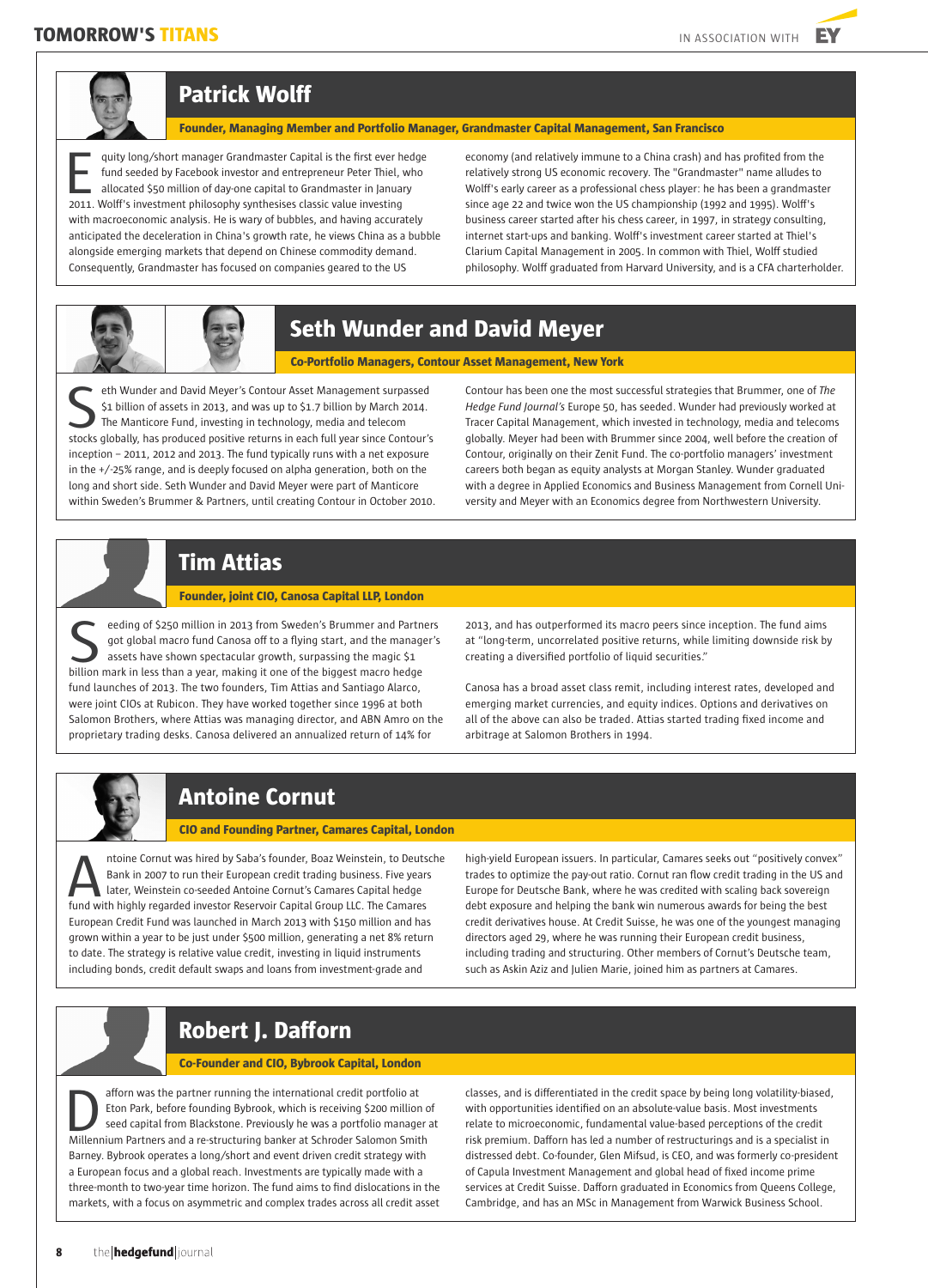## Patrick Wolff

**Founder, Managing Member and Portfolio Manager, Grandmaster Capital Management, San Francisco**

Equity long/short manager Grandmaster Capital is the first ever hedge fund seeded by Facebook investor and entrepreneur Peter Thiel, who allocated $50 million of day-one capital to Grandmaster in January 2011. Wolff's investment philosophy synthesises classic value investing with macroeconomic analysis. He is wary of bubbles, and having accurately anticipated the deceleration in China's growth rate, he views China as a bubble alongside emerging markets that depend on Chinese commodity demand. Consequently, Grandmaster has focused on companies geared to the US economy (and relatively immune to a China crash) and has profited from the relatively strong US economic recovery. The "Grandmaster" name alludes to Wolff's early career as a professional chess player: he has been a grandmaster since age 22 and twice won the US championship (1992 and 1995). Wolff's business career started after his chess career, in 1997, in strategy consulting, internet start-ups and banking. Wolff's investment career started at Thiel's Clarium Capital Management in 2005. In common with Thiel, Wolff studied philosophy. Wolff graduated from Harvard University, and is a CFA charterholder.

## Seth Wunder and David Meyer

**Co-Portfolio Managers, Contour Asset Management, New York**

Seth Wunder and David Meyer's Contour Asset Management surpassed $1 billion of assets in 2013, and was up to $1.7 billion by March 2014. The Manticore Fund, investing in technology, media and telecom stocks globally, has produced positive returns in each full year since Contour's inception – 2011, 2012 and 2013. The fund typically runs with a net exposure in the +/-25% range, and is deeply focused on alpha generation, both on the long and short side. Seth Wunder and David Meyer were part of Manticore within Sweden's Brummer & Partners, until creating Contour in October 2010. Contour has been one the most successful strategies that Brummer, one of *The Hedge Fund Journal's* Europe 50, has seeded. Wunder had previously worked at Tracer Capital Management, which invested in technology, media and telecoms globally. Meyer had been with Brummer since 2004, well before the creation of Contour, originally on their Zenit Fund. The co-portfolio managers' investment careers both began as equity analysts at Morgan Stanley. Wunder graduated with a degree in Applied Economics and Business Management from Cornell University and Meyer with an Economics degree from Northwestern University.

## Tim Attias

**Founder, joint CIO, Canosa Capital LLP, London**

Seeding of $250 million in 2013 from Sweden's Brummer and Partners got global macro fund Canosa off to a flying start, and the manager's assets have shown spectacular growth, surpassing the magic $1 billion mark in less than a year, making it one of the biggest macro hedge fund launches of 2013. The two founders, Tim Attias and Santiago Alarco, were joint CIOs at Rubicon. They have worked together since 1996 at both Salomon Brothers, where Attias was managing director, and ABN Amro on the proprietary trading desks. Canosa delivered an annualized return of 14% for 2013, and has outperformed its macro peers since inception. The fund aims at "long-term, uncorrelated positive returns, while limiting downside risk by creating a diversified portfolio of liquid securities."

Canosa has a broad asset class remit, including interest rates, developed and emerging market currencies, and equity indices. Options and derivatives on all of the above can also be traded. Attias started trading fixed income and arbitrage at Salomon Brothers in 1994.

## Antoine Cornut

**CIO and Founding Partner, Camares Capital, London**

Antoine Cornut was hired by Saba's founder, Boaz Weinstein, to Deutsche Bank in 2007 to run their European credit trading business. Five years later, Weinstein co-seeded Antoine Cornut's Camares Capital hedge fund with highly regarded investor Reservoir Capital Group LLC. The Camares European Credit Fund was launched in March 2013 with $150 million and has grown within a year to be just under $500 million, generating a net 8% return to date. The strategy is relative value credit, investing in liquid instruments including bonds, credit default swaps and loans from investment-grade and high-yield European issuers. In particular, Camares seeks out "positively convex" trades to optimize the pay-out ratio. Cornut ran flow credit trading in the US and Europe for Deutsche Bank, where he was credited with scaling back sovereign debt exposure and helping the bank win numerous awards for being the best credit derivatives house. At Credit Suisse, he was one of the youngest managing directors aged 29, where he was running their European credit business, including trading and structuring. Other members of Cornut's Deutsche team, such as Askin Aziz and Julien Marie, joined him as partners at Camares.

## Robert J. Dafforn

**Co-Founder and CIO, Bybrook Capital, London**

Dafforn was the partner running the international credit portfolio at Eton Park, before founding Bybrook, which is receiving $200 million of seed capital from Blackstone. Previously he was a portfolio manager at Millennium Partners and a re-structuring banker at Schroder Salomon Smith Barney. Bybrook operates a long/short and event driven credit strategy with a European focus and a global reach. Investments are typically made with a three-month to two-year time horizon. The fund aims to find dislocations in the markets, with a focus on asymmetric and complex trades across all credit asset classes, and is differentiated in the credit space by being long volatility-biased, with opportunities identified on an absolute-value basis. Most investments relate to microeconomic, fundamental value-based perceptions of the credit risk premium. Dafforn has led a number of restructurings and is a specialist in distressed debt. Co-founder, Glen Mifsud, is CEO, and was formerly co-president of Capula Investment Management and global head of fixed income prime services at Credit Suisse. Dafforn graduated in Economics from Queens College, Cambridge, and has an MSc in Management from Warwick Business School.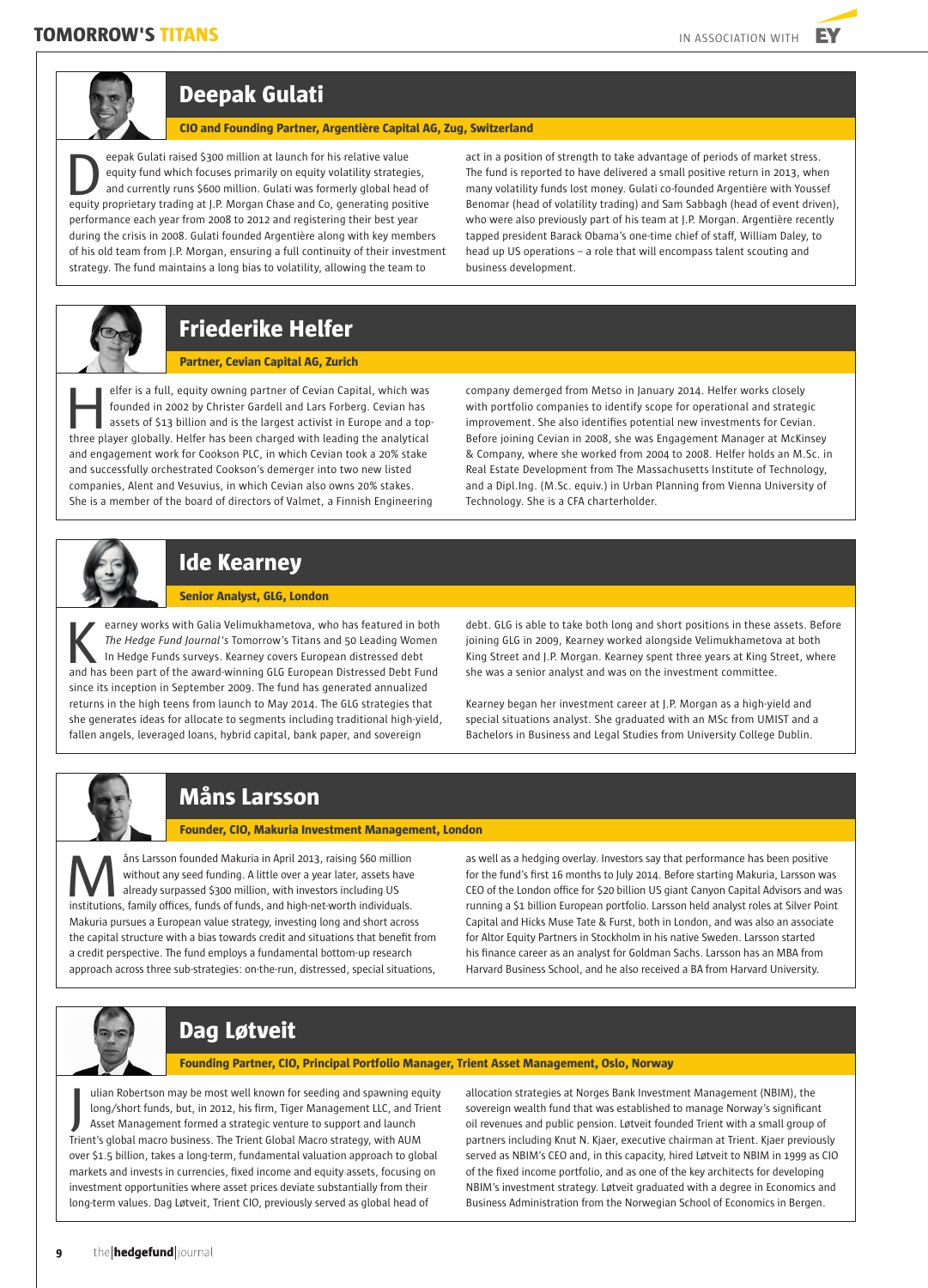## Deepak Gulati

**CIO and Founding Partner, Argentière Capital AG, Zug, Switzerland**

Deepak Gulati raised $300 million at launch for his relative value equity fund which focuses primarily on equity volatility strategies, and currently runs $600 million. Gulati was formerly global head of equity proprietary trading at J.P. Morgan Chase and Co, generating positive performance each year from 2008 to 2012 and registering their best year during the crisis in 2008. Gulati founded Argentière along with key members of his old team from J.P. Morgan, ensuring a full continuity of their investment strategy. The fund maintains a long bias to volatility, allowing the team to act in a position of strength to take advantage of periods of market stress. The fund is reported to have delivered a small positive return in 2013, when many volatility funds lost money. Gulati co-founded Argentière with Youssef Benomar (head of volatility trading) and Sam Sabbagh (head of event driven), who were also previously part of his team at J.P. Morgan. Argentière recently tapped president Barack Obama's one-time chief of staff, William Daley, to head up US operations – a role that will encompass talent scouting and business development.

## Friederike Helfer

**Partner, Cevian Capital AG, Zurich**

Helfer is a full, equity owning partner of Cevian Capital, which was founded in 2002 by Christer Gardell and Lars Forberg. Cevian has assets of $13 billion and is the largest activist in Europe and a top-three player globally. Helfer has been charged with leading the analytical and engagement work for Cookson PLC, in which Cevian took a 20% stake and successfully orchestrated Cookson's demerger into two new listed companies, Alent and Vesuvius, in which Cevian also owns 20% stakes. She is a member of the board of directors of Valmet, a Finnish Engineering company demerged from Metso in January 2014. Helfer works closely with portfolio companies to identify scope for operational and strategic improvement. She also identifies potential new investments for Cevian. Before joining Cevian in 2008, she was Engagement Manager at McKinsey & Company, where she worked from 2004 to 2008. Helfer holds an M.Sc. in Real Estate Development from The Massachusetts Institute of Technology, and a Dipl.Ing. (M.Sc. equiv.) in Urban Planning from Vienna University of Technology. She is a CFA charterholder.

## Ide Kearney

**Senior Analyst, GLG, London**

Kearney works with Galia Velimukhametova, who has featured in both *The Hedge Fund Journal's* Tomorrow's Titans and 50 Leading Women In Hedge Funds surveys. Kearney covers European distressed debt and has been part of the award-winning GLG European Distressed Debt Fund since its inception in September 2009. The fund has generated annualized returns in the high teens from launch to May 2014. The GLG strategies that she generates ideas for allocate to segments including traditional high-yield, fallen angels, leveraged loans, hybrid capital, bank paper, and sovereign debt. GLG is able to take both long and short positions in these assets. Before joining GLG in 2009, Kearney worked alongside Velimukhametova at both King Street and J.P. Morgan. Kearney spent three years at King Street, where she was a senior analyst and was on the investment committee.

Kearney began her investment career at J.P. Morgan as a high-yield and special situations analyst. She graduated with an MSc from UMIST and a Bachelors in Business and Legal Studies from University College Dublin.

## Måns Larsson

**Founder, CIO, Makuria Investment Management, London**

Måns Larsson founded Makuria in April 2013, raising $60 million without any seed funding. A little over a year later, assets have already surpassed $300 million, with investors including US institutions, family offices, funds of funds, and high-net-worth individuals. Makuria pursues a European value strategy, investing long and short across the capital structure with a bias towards credit and situations that benefit from a credit perspective. The fund employs a fundamental bottom-up research approach across three sub-strategies: on-the-run, distressed, special situations, as well as a hedging overlay. Investors say that performance has been positive for the fund's first 16 months to July 2014. Before starting Makuria, Larsson was CEO of the London office for $20 billion US giant Canyon Capital Advisors and was running a $1 billion European portfolio. Larsson held analyst roles at Silver Point Capital and Hicks Muse Tate & Furst, both in London, and was also an associate for Altor Equity Partners in Stockholm in his native Sweden. Larsson started his finance career as an analyst for Goldman Sachs. Larsson has an MBA from Harvard Business School, and he also received a BA from Harvard University.

## Dag Løtveit

**Founding Partner, CIO, Principal Portfolio Manager, Trient Asset Management, Oslo, Norway**

Julian Robertson may be most well known for seeding and spawning equity long/short funds, but, in 2012, his firm, Tiger Management LLC, and Trient Asset Management formed a strategic venture to support and launch Trient's global macro business. The Trient Global Macro strategy, with AUM over $1.5 billion, takes a long-term, fundamental valuation approach to global markets and invests in currencies, fixed income and equity assets, focusing on investment opportunities where asset prices deviate substantially from their long-term values. Dag Løtveit, Trient CIO, previously served as global head of allocation strategies at Norges Bank Investment Management (NBIM), the sovereign wealth fund that was established to manage Norway's significant oil revenues and public pension. Løtveit founded Trient with a small group of partners including Knut N. Kjaer, executive chairman at Trient. Kjaer previously served as NBIM's CEO and, in this capacity, hired Løtveit to NBIM in 1999 as CIO of the fixed income portfolio, and as one of the key architects for developing NBIM's investment strategy. Løtveit graduated with a degree in Economics and Business Administration from the Norwegian School of Economics in Bergen.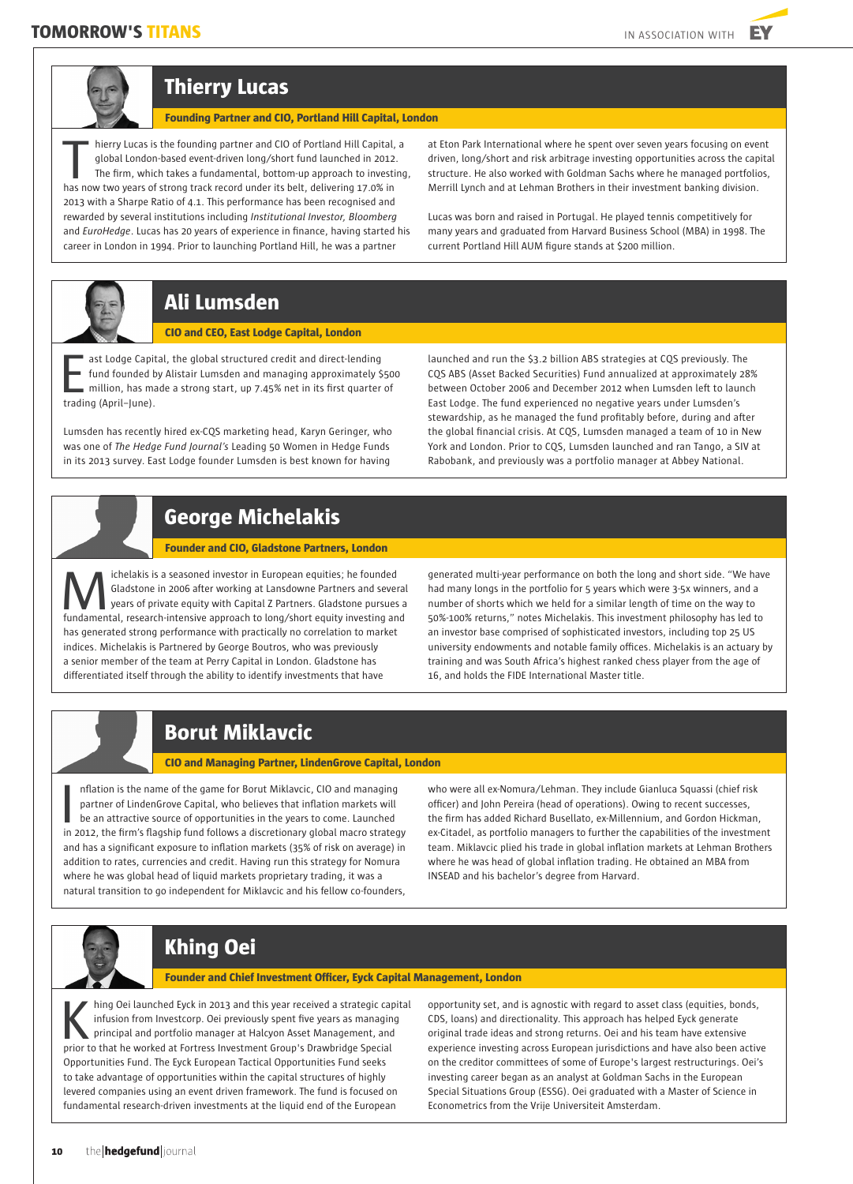## Thierry Lucas

**Founding Partner and CIO, Portland Hill Capital, London**

Thierry Lucas is the founding partner and CIO of Portland Hill Capital, a global London-based event-driven long/short fund launched in 2012. The firm, which takes a fundamental, bottom-up approach to investing, has now two years of strong track record under its belt, delivering 17.0% in 2013 with a Sharpe Ratio of 4.1. This performance has been recognised and rewarded by several institutions including *Institutional Investor, Bloomberg* and *EuroHedge*. Lucas has 20 years of experience in finance, having started his career in London in 1994. Prior to launching Portland Hill, he was a partner at Eton Park International where he spent over seven years focusing on event driven, long/short and risk arbitrage investing opportunities across the capital structure. He also worked with Goldman Sachs where he managed portfolios, Merrill Lynch and at Lehman Brothers in their investment banking division.

Lucas was born and raised in Portugal. He played tennis competitively for many years and graduated from Harvard Business School (MBA) in 1998. The current Portland Hill AUM figure stands at $200 million.

## Ali Lumsden

**CIO and CEO, East Lodge Capital, London**

East Lodge Capital, the global structured credit and direct-lending fund founded by Alistair Lumsden and managing approximately $500 million, has made a strong start, up 7.45% net in its first quarter of trading (April–June).

Lumsden has recently hired ex-CQS marketing head, Karyn Geringer, who was one of *The Hedge Fund Journal's* Leading 50 Women in Hedge Funds in its 2013 survey. East Lodge founder Lumsden is best known for having launched and run the $3.2 billion ABS strategies at CQS previously. The CQS ABS (Asset Backed Securities) Fund annualized at approximately 28% between October 2006 and December 2012 when Lumsden left to launch East Lodge. The fund experienced no negative years under Lumsden's stewardship, as he managed the fund profitably before, during and after the global financial crisis. At CQS, Lumsden managed a team of 10 in New York and London. Prior to CQS, Lumsden launched and ran Tango, a SIV at Rabobank, and previously was a portfolio manager at Abbey National.

## George Michelakis

**Founder and CIO, Gladstone Partners, London**

Michelakis is a seasoned investor in European equities; he founded Gladstone in 2006 after working at Lansdowne Partners and several years of private equity with Capital Z Partners. Gladstone pursues a fundamental, research-intensive approach to long/short equity investing and has generated strong performance with practically no correlation to market indices. Michelakis is Partnered by George Boutros, who was previously a senior member of the team at Perry Capital in London. Gladstone has differentiated itself through the ability to identify investments that have generated multi-year performance on both the long and short side. "We have had many longs in the portfolio for 5 years which were 3-5x winners, and a number of shorts which we held for a similar length of time on the way to 50%-100% returns," notes Michelakis. This investment philosophy has led to an investor base comprised of sophisticated investors, including top 25 US university endowments and notable family offices. Michelakis is an actuary by training and was South Africa's highest ranked chess player from the age of 16, and holds the FIDE International Master title.

## Borut Miklavcic

**CIO and Managing Partner, LindenGrove Capital, London**

Inflation is the name of the game for Borut Miklavcic, CIO and managing partner of LindenGrove Capital, who believes that inflation markets will be an attractive source of opportunities in the years to come. Launched in 2012, the firm's flagship fund follows a discretionary global macro strategy and has a significant exposure to inflation markets (35% of risk on average) in addition to rates, currencies and credit. Having run this strategy for Nomura where he was global head of liquid markets proprietary trading, it was a natural transition to go independent for Miklavcic and his fellow co-founders, who were all ex-Nomura/Lehman. They include Gianluca Squassi (chief risk officer) and John Pereira (head of operations). Owing to recent successes, the firm has added Richard Busellato, ex-Millennium, and Gordon Hickman, ex-Citadel, as portfolio managers to further the capabilities of the investment team. Miklavcic plied his trade in global inflation markets at Lehman Brothers where he was head of global inflation trading. He obtained an MBA from INSEAD and his bachelor's degree from Harvard.

## Khing Oei

**Founder and Chief Investment Officer, Eyck Capital Management, London**

Khing Oei launched Eyck in 2013 and this year received a strategic capital infusion from Investcorp. Oei previously spent five years as managing principal and portfolio manager at Halcyon Asset Management, and prior to that he worked at Fortress Investment Group's Drawbridge Special Opportunities Fund. The Eyck European Tactical Opportunities Fund seeks to take advantage of opportunities within the capital structures of highly levered companies using an event driven framework. The fund is focused on fundamental research-driven investments at the liquid end of the European opportunity set, and is agnostic with regard to asset class (equities, bonds, CDS, loans) and directionality. This approach has helped Eyck generate original trade ideas and strong returns. Oei and his team have extensive experience investing across European jurisdictions and have also been active on the creditor committees of some of Europe's largest restructurings. Oei's investing career began as an analyst at Goldman Sachs in the European Special Situations Group (ESSG). Oei graduated with a Master of Science in Econometrics from the Vrije Universiteit Amsterdam.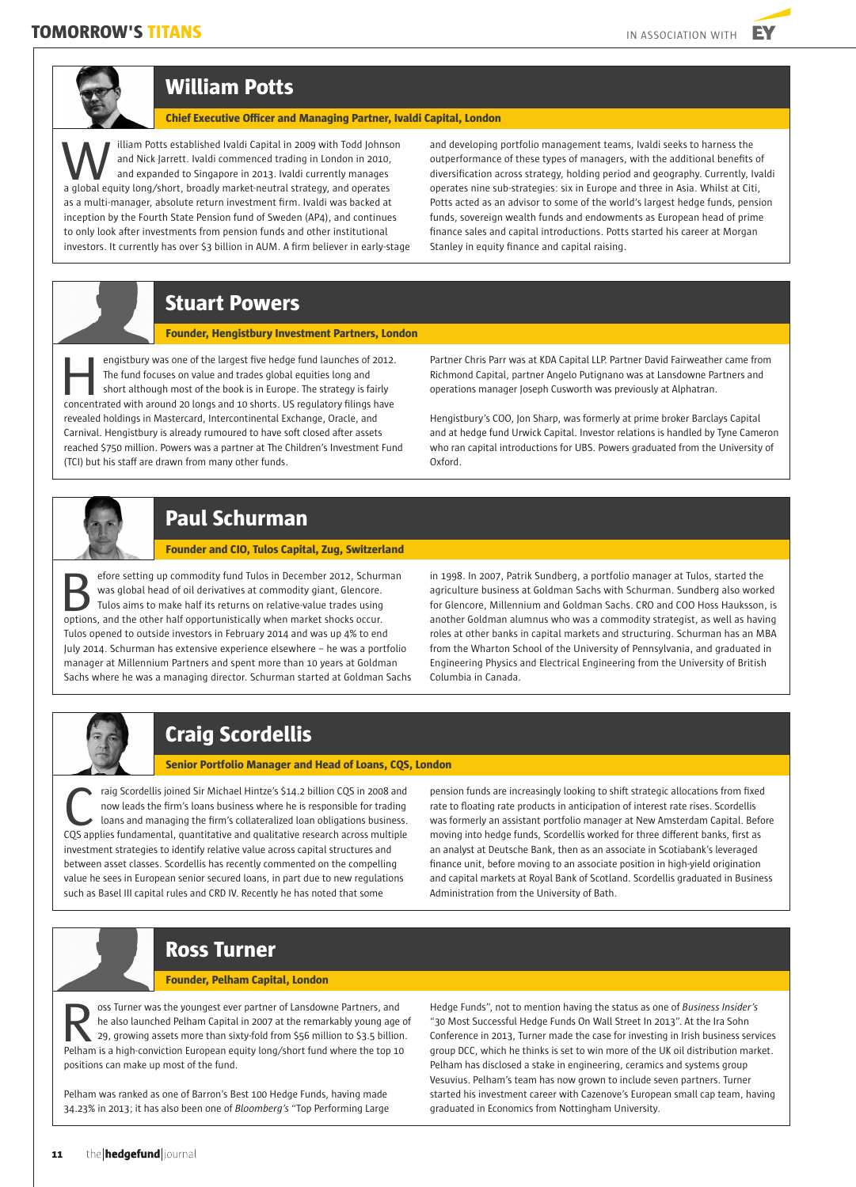## William Potts

**Chief Executive Officer and Managing Partner, Ivaldi Capital, London**

William Potts established Ivaldi Capital in 2009 with Todd Johnson and Nick Jarrett. Ivaldi commenced trading in London in 2010, and expanded to Singapore in 2013. Ivaldi currently manages a global equity long/short, broadly market-neutral strategy, and operates as a multi-manager, absolute return investment firm. Ivaldi was backed at inception by the Fourth State Pension fund of Sweden (AP4), and continues to only look after investments from pension funds and other institutional investors. It currently has over $3 billion in AUM. A firm believer in early-stage and developing portfolio management teams, Ivaldi seeks to harness the outperformance of these types of managers, with the additional benefits of diversification across strategy, holding period and geography. Currently, Ivaldi operates nine sub-strategies: six in Europe and three in Asia. Whilst at Citi, Potts acted as an advisor to some of the world's largest hedge funds, pension funds, sovereign wealth funds and endowments as European head of prime finance sales and capital introductions. Potts started his career at Morgan Stanley in equity finance and capital raising.

## Stuart Powers

**Founder, Hengistbury Investment Partners, London**

Hengistbury was one of the largest five hedge fund launches of 2012. The fund focuses on value and trades global equities long and short although most of the book is in Europe. The strategy is fairly concentrated with around 20 longs and 10 shorts. US regulatory filings have revealed holdings in Mastercard, Intercontinental Exchange, Oracle, and Carnival. Hengistbury is already rumoured to have soft closed after assets reached $750 million. Powers was a partner at The Children's Investment Fund (TCI) but his staff are drawn from many other funds.

Partner Chris Parr was at KDA Capital LLP. Partner David Fairweather came from Richmond Capital, partner Angelo Putignano was at Lansdowne Partners and operations manager Joseph Cusworth was previously at Alphatran.

Hengistbury's COO, Jon Sharp, was formerly at prime broker Barclays Capital and at hedge fund Urwick Capital. Investor relations is handled by Tyne Cameron who ran capital introductions for UBS. Powers graduated from the University of Oxford.

## Paul Schurman

**Founder and CIO, Tulos Capital, Zug, Switzerland**

Before setting up commodity fund Tulos in December 2012, Schurman was global head of oil derivatives at commodity giant, Glencore. Tulos aims to make half its returns on relative-value trades using options, and the other half opportunistically when market shocks occur. Tulos opened to outside investors in February 2014 and was up 4% to end July 2014. Schurman has extensive experience elsewhere – he was a portfolio manager at Millennium Partners and spent more than 10 years at Goldman Sachs where he was a managing director. Schurman started at Goldman Sachs in 1998. In 2007, Patrik Sundberg, a portfolio manager at Tulos, started the agriculture business at Goldman Sachs with Schurman. Sundberg also worked for Glencore, Millennium and Goldman Sachs. CRO and COO Hoss Hauksson, is another Goldman alumnus who was a commodity strategist, as well as having roles at other banks in capital markets and structuring. Schurman has an MBA from the Wharton School of the University of Pennsylvania, and graduated in Engineering Physics and Electrical Engineering from the University of British Columbia in Canada.

## Craig Scordellis

**Senior Portfolio Manager and Head of Loans, CQS, London**

Craig Scordellis joined Sir Michael Hintze's $14.2 billion CQS in 2008 and now leads the firm's loans business where he is responsible for trading loans and managing the firm's collateralized loan obligations business. CQS applies fundamental, quantitative and qualitative research across multiple investment strategies to identify relative value across capital structures and between asset classes. Scordellis has recently commented on the compelling value he sees in European senior secured loans, in part due to new regulations such as Basel III capital rules and CRD IV. Recently he has noted that some pension funds are increasingly looking to shift strategic allocations from fixed rate to floating rate products in anticipation of interest rate rises. Scordellis was formerly an assistant portfolio manager at New Amsterdam Capital. Before moving into hedge funds, Scordellis worked for three different banks, first as an analyst at Deutsche Bank, then as an associate in Scotiabank's leveraged finance unit, before moving to an associate position in high-yield origination and capital markets at Royal Bank of Scotland. Scordellis graduated in Business Administration from the University of Bath.

## Ross Turner

**Founder, Pelham Capital, London**

Ross Turner was the youngest ever partner of Lansdowne Partners, and he also launched Pelham Capital in 2007 at the remarkably young age of 29, growing assets more than sixty-fold from $56 million to $3.5 billion. Pelham is a high-conviction European equity long/short fund where the top 10 positions can make up most of the fund.

Pelham was ranked as one of Barron's Best 100 Hedge Funds, having made 34.23% in 2013; it has also been one of *Bloomberg's* "Top Performing Large Hedge Funds", not to mention having the status as one of *Business Insider's* "30 Most Successful Hedge Funds On Wall Street In 2013". At the Ira Sohn Conference in 2013, Turner made the case for investing in Irish business services group DCC, which he thinks is set to win more of the UK oil distribution market. Pelham has disclosed a stake in engineering, ceramics and systems group Vesuvius. Pelham's team has now grown to include seven partners. Turner started his investment career with Cazenove's European small cap team, having graduated in Economics from Nottingham University.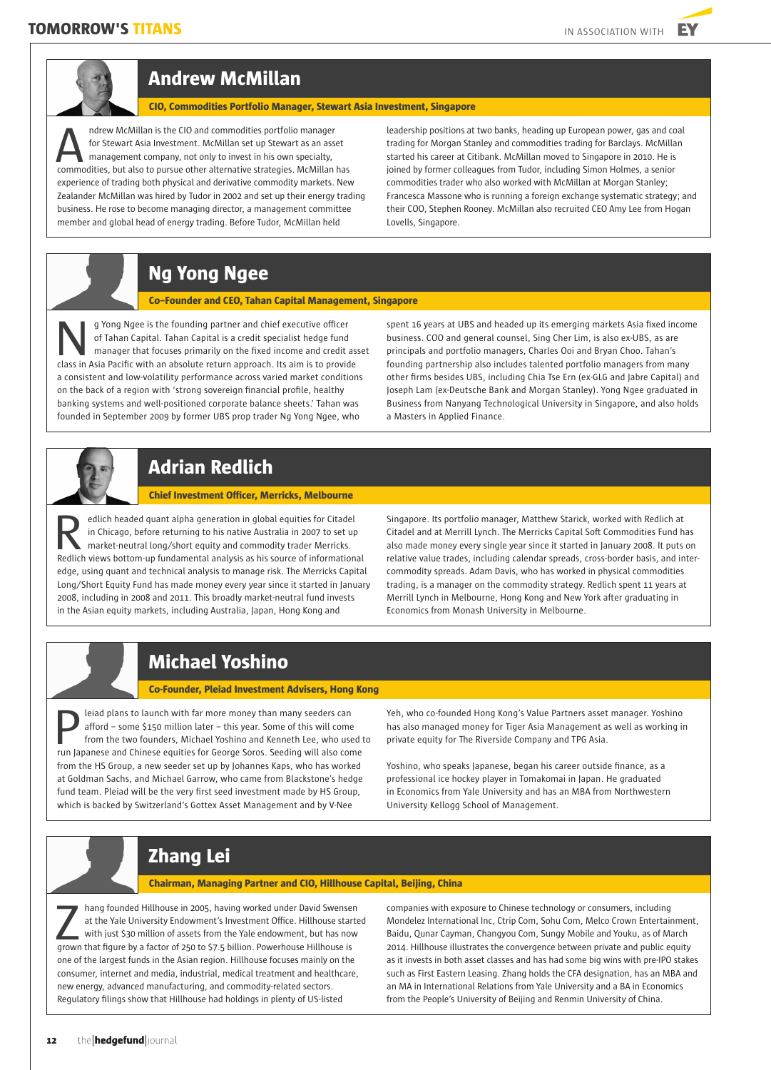## Andrew McMillan

**CIO, Commodities Portfolio Manager, Stewart Asia Investment, Singapore**

Andrew McMillan is the CIO and commodities portfolio manager for Stewart Asia Investment. McMillan set up Stewart as an asset management company, not only to invest in his own specialty, commodities, but also to pursue other alternative strategies. McMillan has experience of trading both physical and derivative commodity markets. New Zealander McMillan was hired by Tudor in 2002 and set up their energy trading business. He rose to become managing director, a management committee member and global head of energy trading. Before Tudor, McMillan held leadership positions at two banks, heading up European power, gas and coal trading for Morgan Stanley and commodities trading for Barclays. McMillan started his career at Citibank. McMillan moved to Singapore in 2010. He is joined by former colleagues from Tudor, including Simon Holmes, a senior commodities trader who also worked with McMillan at Morgan Stanley; Francesca Massone who is running a foreign exchange systematic strategy; and their COO, Stephen Rooney. McMillan also recruited CEO Amy Lee from Hogan Lovells, Singapore.

## Ng Yong Ngee

**Co-Founder and CEO, Tahan Capital Management, Singapore**

Ng Yong Ngee is the founding partner and chief executive officer of Tahan Capital. Tahan Capital is a credit specialist hedge fund manager that focuses primarily on the fixed income and credit asset class in Asia Pacific with an absolute return approach. Its aim is to provide a consistent and low-volatility performance across varied market conditions on the back of a region with 'strong sovereign financial profile, healthy banking systems and well-positioned corporate balance sheets.' Tahan was founded in September 2009 by former UBS prop trader Ng Yong Ngee, who spent 16 years at UBS and headed up its emerging markets Asia fixed income business. COO and general counsel, Sing Cher Lim, is also ex-UBS, as are principals and portfolio managers, Charles Ooi and Bryan Choo. Tahan's founding partnership also includes talented portfolio managers from many other firms besides UBS, including Chia Tse Ern (ex-GLG and Jabre Capital) and Joseph Lam (ex-Deutsche Bank and Morgan Stanley). Yong Ngee graduated in Business from Nanyang Technological University in Singapore, and also holds a Masters in Applied Finance.

## Adrian Redlich

**Chief Investment Officer, Merricks, Melbourne**

Redlich headed quant alpha generation in global equities for Citadel in Chicago, before returning to his native Australia in 2007 to set up market-neutral long/short equity and commodity trader Merricks. Redlich views bottom-up fundamental analysis as his source of informational edge, using quant and technical analysis to manage risk. The Merricks Capital Long/Short Equity Fund has made money every year since it started in January 2008, including in 2008 and 2011. This broadly market-neutral fund invests in the Asian equity markets, including Australia, Japan, Hong Kong and Singapore. Its portfolio manager, Matthew Starick, worked with Redlich at Citadel and at Merrill Lynch. The Merricks Capital Soft Commodities Fund has also made money every single year since it started in January 2008. It puts on relative value trades, including calendar spreads, cross-border basis, and inter-commodity spreads. Adam Davis, who has worked in physical commodities trading, is a manager on the commodity strategy. Redlich spent 11 years at Merrill Lynch in Melbourne, Hong Kong and New York after graduating in Economics from Monash University in Melbourne.

## Michael Yoshino

**Co-Founder, Pleiad Investment Advisers, Hong Kong**

Pleiad plans to launch with far more money than many seeders can afford – some $150 million later – this year. Some of this will come from the two founders, Michael Yoshino and Kenneth Lee, who used to run Japanese and Chinese equities for George Soros. Seeding will also come from the HS Group, a new seeder set up by Johannes Kaps, who has worked at Goldman Sachs, and Michael Garrow, who came from Blackstone's hedge fund team. Pleiad will be the very first seed investment made by HS Group, which is backed by Switzerland's Gottex Asset Management and by V-Nee Yeh, who co-founded Hong Kong's Value Partners asset manager. Yoshino has also managed money for Tiger Asia Management as well as working in private equity for The Riverside Company and TPG Asia.

Yoshino, who speaks Japanese, began his career outside finance, as a professional ice hockey player in Tomakomai in Japan. He graduated in Economics from Yale University and has an MBA from Northwestern University Kellogg School of Management.

## Zhang Lei

**Chairman, Managing Partner and CIO, Hillhouse Capital, Beijing, China**

Zhang founded Hillhouse in 2005, having worked under David Swensen at the Yale University Endowment's Investment Office. Hillhouse started with just $30 million of assets from the Yale endowment, but has now grown that figure by a factor of 250 to $7.5 billion. Powerhouse Hillhouse is one of the largest funds in the Asian region. Hillhouse focuses mainly on the consumer, internet and media, industrial, medical treatment and healthcare, new energy, advanced manufacturing, and commodity-related sectors. Regulatory filings show that Hillhouse had holdings in plenty of US-listed companies with exposure to Chinese technology or consumers, including Mondelez International Inc, Ctrip Com, Sohu Com, Melco Crown Entertainment, Baidu, Qunar Cayman, Changyou Com, Sungy Mobile and Youku, as of March 2014. Hillhouse illustrates the convergence between private and public equity as it invests in both asset classes and has had some big wins with pre-IPO stakes such as First Eastern Leasing. Zhang holds the CFA designation, has an MBA and an MA in International Relations from Yale University and a BA in Economics from the People's University of Beijing and Renmin University of China.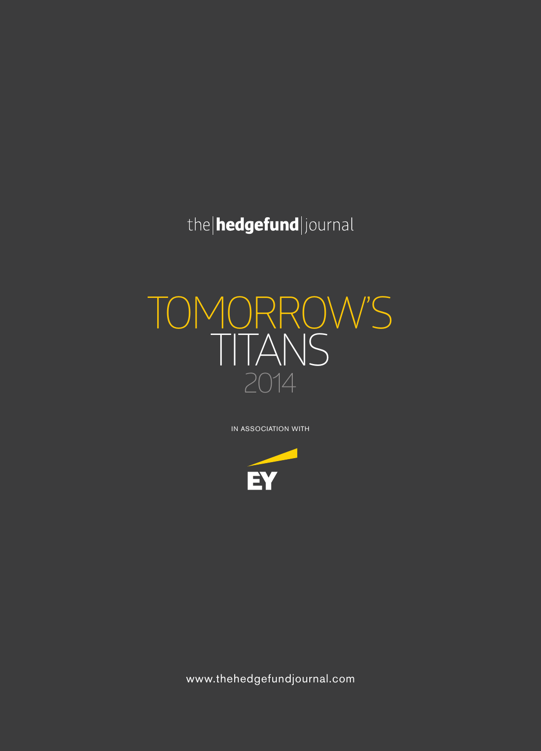the|hedgefund|journal

# TOMORROW'S TITANS 2014

IN ASSOCIATION WITH

EY

www.thehedgefundjournal.com